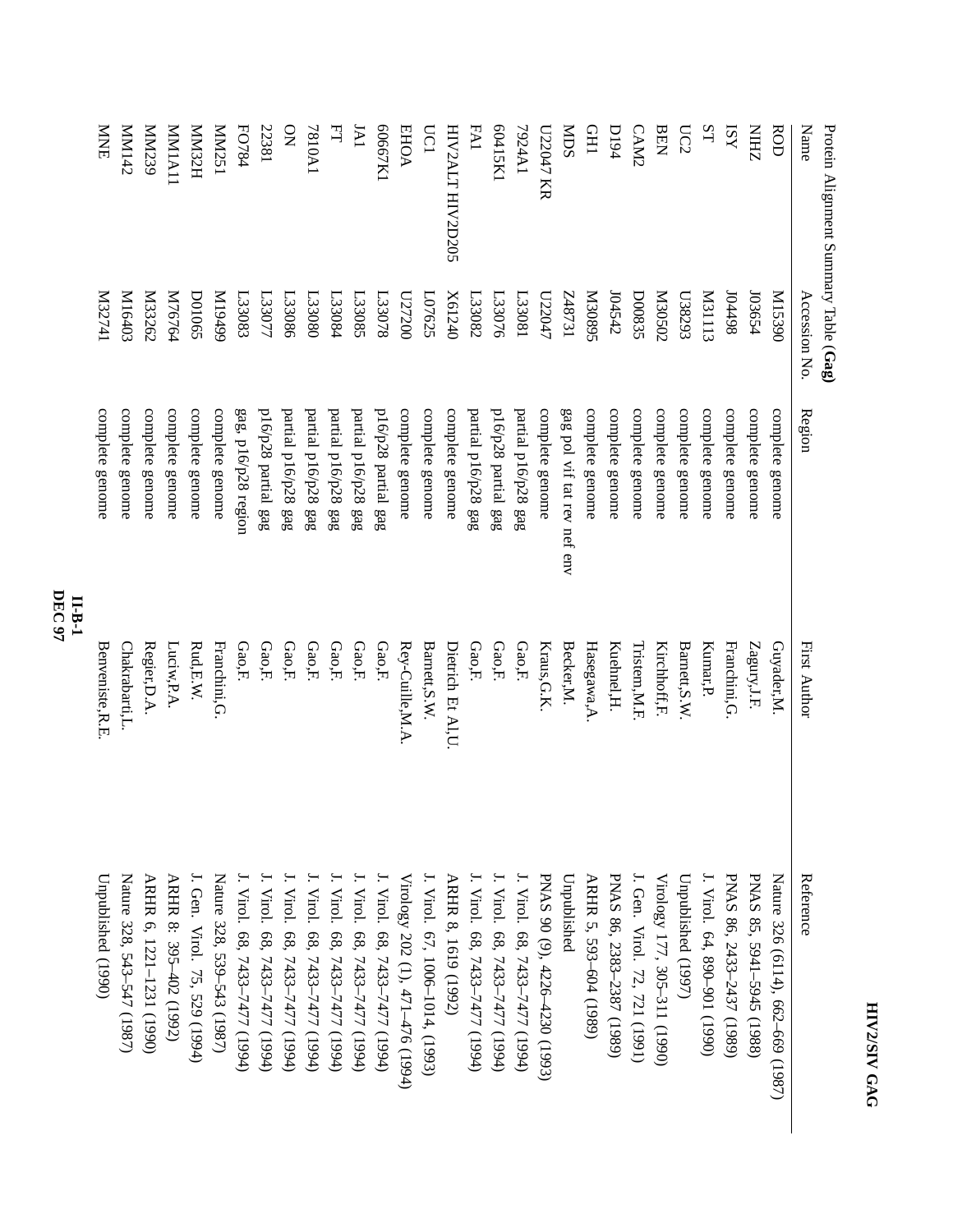Protein Alignment Summary Table (**Gag**)

| Name | Accession No. | Region | First Author | Reference |
|---|---|---|---|---|
| ROD | M15390 | complete genome | Guyader,M. | Nature 326 (6114), 662–669 (1987) |
| NIHZ | J03654 | complete genome | Zagury,J.F. | PNAS 85, 5941–5945 (1988) |
| ISY | J04498 | complete genome | Franchini,G. | PNAS 86, 2433–2437 (1989) |
| ST | M31113 | complete genome | Kumar,P. | J. Virol. 64, 890–901 (1990) |
| UC2 | U38293 | complete genome | Barnett,S.W. | Unpublished (1997) |
| BEN | M30502 | complete genome | Kirchhoff,F. | Virology 177, 305–311 (1990) |
| CAM2 | D00835 | complete genome | Tristem,M.F. | J. Gen. Virol. 72, 721 (1991) |
| D194 | J04542 | complete genome | Kuehnel,H. | PNAS 86, 2383–2387 (1989) |
| GH1 | M30895 | complete genome | Hasegawa,A. | ARHR 5, 593–604 (1989) |
| MDS | Z48731 | gag pol vif tat rev nef env | Becker,M. | Unpublished |
| U22047 KR | U22047 | complete genome | Kraus,G.K. | PNAS 90 (9), 4226–4230 (1993) |
| 7924A1 | L33081 | partial p16/p28 gag | Gao,F. | J. Virol. 68, 7433–7477 (1994) |
| 60415K1 | L33076 | p16/p28 partial gag | Gao,F. | J. Virol. 68, 7433–7477 (1994) |
| FA1 | L33082 | partial p16/p28 gag | Gao,F. | J. Virol. 68, 7433–7477 (1994) |
| HIV2ALT HIV2D205 | X61240 | complete genome | Dietrich Et Al,U. | ARHR 8, 1619 (1992) |
| UC1 | L07625 | complete genome | Barnett,S.W. | J. Virol. 67, 1006–1014, (1993) |
| EHOA | U27200 | complete genome | Rey-Cuille,M.A. | Virology 202 (1), 471–476 (1994) |
| 60667K1 | L33078 | p16/p28 partial gag | Gao,F. | J. Virol. 68, 7433–7477 (1994) |
| JA1 | L33085 | partial p16/p28 gag | Gao,F. | J. Virol. 68, 7433–7477 (1994) |
| FT | L33084 | partial p16/p28 gag | Gao,F. | J. Virol. 68, 7433–7477 (1994) |
| 7810A1 | L33080 | partial p16/p28 gag | Gao,F. | J. Virol. 68, 7433–7477 (1994) |
| ON | L33086 | partial p16/p28 gag | Gao,F. | J. Virol. 68, 7433–7477 (1994) |
| 22381 | L33077 | p16/p28 partial gag | Gao,F. | J. Virol. 68, 7433–7477 (1994) |
| FO784 | L33083 | gag, p16/p28 region | Gao,F. | J. Virol. 68, 7433–7477 (1994) |
| MM251 | M19499 | complete genome | Franchini,G. | Nature 328, 539–543 (1987) |
| MM32H | D01065 | complete genome | Rud,E.W. | J. Gen. Virol. 75, 529 (1994) |
| MM1A11 | M76764 | complete genome | Luciw,P.A. | ARHR 8: 395–402 (1992) |
| MM239 | M33262 | complete genome | Regier,D.A. | ARHR 6, 1221–1231 (1990) |
| MM142 | M16403 | complete genome | Chakrabarti,L. | Nature 328, 543–547 (1987) |
| MNE | M32741 | complete genome | Benveniste,R.E. | Unpublished (1990) |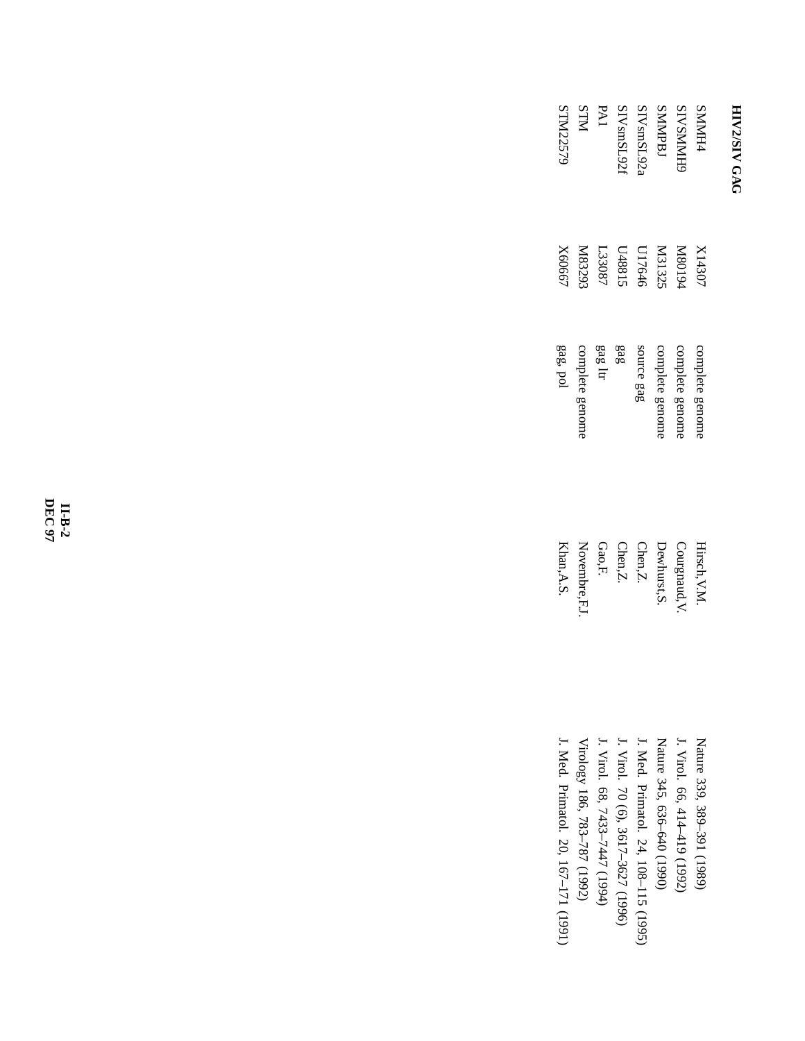**HIV2/SIV GAG**

| | | | | |
|---|---|---|---|---|
| SMMH4 | X14307 | complete genome | Hirsch,V.M. | Nature 339, 389–391 (1989) |
| SIVSMMH9 | M80194 | complete genome | Courgnaud,V. | J. Virol. 66, 414–419 (1992) |
| SMMPBJ | M31325 | complete genome | Dewhurst,S. | Nature 345, 636–640 (1990) |
| SIVsmSL92a | U17646 | source gag | Chen,Z. | J. Med. Primatol. 24, 108–115 (1995) |
| SIVsmSL92f | U48815 | gag | Chen,Z. | J. Virol. 70 (6), 3617–3627 (1996) |
| PA1 | L33087 | gag ltr | Gao,F. | J. Virol. 68, 7433–7447 (1994) |
| STM | M83293 | complete genome | Novembre,F.J. | Virology 186, 783–787 (1992) |
| STM22579 | X60667 | gag, pol | Khan,A.S. | J. Med. Primatol. 20, 167–171 (1991) |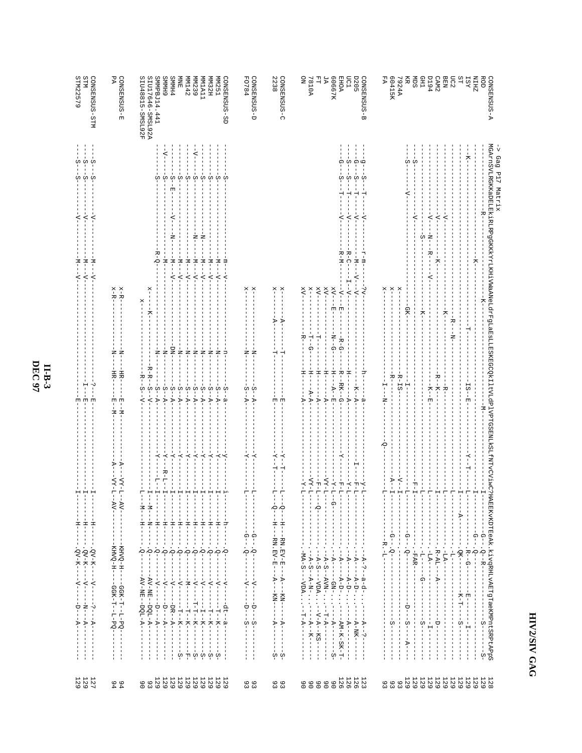# HIV2/SIV GAG

```
                    -> Gag P17 Matrix
CONSENSUS-A         MGArnSVLRGKKADELEkiRLRPgGKKKYrLKHiVWAANeLdrFgLAeSLLESKEGCQKIitVLdPlVPTGSENLKSLfNTVCViwCIHAEEKVKDTEeAk.kivqRHLVAETgTaeKMPntSRPtAPpS  128
ROD                 ------------R-----------------K------------------------M-----------I--------G--Q--R---------------S----S-  129
NIHZ                -----------------------K--------------------------------------I--------G--Q----------------------------  129
ISY                 --K-------------------K------T-------IS--E---------Y-T-----L--------R--G------E-----I------------------  129
ST                  ----------------------------------------------------I------A-----QK--------K-T----S--------------------  129
UC2                 ------------------------------------------------------L-------.L----------------------------------------  129
BEN                 -------V---------------R--N-----------R----------------L-------.LA----------------------------------------  129
CAM2                -------V------K--------K-------R-K-----------I-------R-AL---A------D--------------------------------------  129
D194                -------V---N---R-----V-------------------------L------------------------------------------------------  129
GH1                 -------------S---------K-----------K--E-----------L--------.L-----------I------------------------------  129
MDS                 --S-------V---------------------------------F-I-------.L-----------S----------------------------------  129
KR                  --S-----V------------GK---------I----------L------G--Q------D----S----A---------------------------------  129
7924A               ---------------------X------------R-IS-----V--I-----G--Q-------------------------------------------------  93
60415K              ---------------------X------------R---------A--I-----G--Q---------S----------------------------------------  93
FA                  ---------------------X----------I---N-----Q--------L------.R.-L--------------------------------------------  93

CONSENSUS-B         --g--S--T----V------r-m----?v---------h----a------------y-L-------.A-?--a-d-.------A--?-------  123
D205                --G--S--T----V------M-V-V--------------K--A-------I--F-L-------.A----A-D-.------A-NK-------  126
UC1                 --S--S--T----V------R-C---I--V---------H-----A-----------Y-L-------.A----A-D-.------A-------  126
EHOA                --G--S--T----V------R-M-----V--E------R--RK--G-------Y-----F-L-------.A----A-D-.------AM-K-SK-T-  126
60667K              ---------------------XV--E------N--G------H--A--E-------Y-L--G--------.A----GN-.------A-----S-  90
JA                  ---------------------XV-----------------H-----A--------VY-L-------.A-S--AVN-.------T-A-------  90
FT                  ---------------------XV--------T--------H-----A--------F-L---Q----.A-S--VDA.-----V-A--KS----  90
7810A               ---------------------X--------T--G-----H-----A-A-------VY-L-------.A-S--A-N-.------V-A--K-----  90
ON                  ---------------------XV------R--------H-----A-----------Y-L-------.MA-S--VDA.-----T-A--------  90

CONSENSUS-C         ---------------------X------A------T-----------E--------Y--T----L---Q---H---RN.EV-E----A----KN------A-----S-  93
2238                ---------------------X------A------T-----------E--------Y--T----L---Q---H---RN.EV-E----A----KN------A-----S-  93

CONSENSUS-D         ---------------------X----------N-------S--A-------Y-------L-------G-.Q------V-----D----S-------  93
F0784               ---------------------X----------N-------S--A-------Y-------L-------G-.Q------V-----D----S-------  93

CONSENSUS-SD        -----S-----------m--V-------n------S-a-------Y------I-------h-.Q------V-----dt--a-------  129
MM251               -----S-----------M--V-------N------S-A-------Y------I-------H-.Q------V-----T-K------S-  129
MM32H               -----S-----------M--V-------N------S-A-------Y------I-------H-.Q------V-----T-K------S-  129
MM1A11              -----S-----------M--V-------N------S-A-------Y------I-------H-.Q------V-----I-K------S-  129
MM239               --V--S-------N---M--V-------N------S-A-------Y------I-------H-.Q------V-----T-K------S-  129
MM142               -----S-----------M--V-------N------S-A-------Y------I-------H-.Q------M-----T-K------F-  129
MNE                 -----S-----------M--V-------N------S-A-------Y------I-------H-.Q------V-----T-K-------  129
SMMH4               -----S-E-----N---M--V-------DN-----S-A-------Y------I-------H-.Q------V-----DR--A-----S-  129
SMMH9               --V--S-------M--------------N------S-A-------Y------I-------H-.Q------V-----D--A-------  129
SMMPBJ14.441        -----S------------------------N----S-A-------Y-----R-L------H-.Q------V-----D--A-------  129
SIU17646-SMSL92A    -----S----------R-Q-----X-----K-----R-R-S-V-----------L-I-----M--N-.Q------AV-NE-DQL-A-------  93
SIU48815-SMSL92F    ---------------------X------------R-S-V-----------L----M--H-.Q------AV-NE-DQL-A-------  90

CONSENSUS-E         ---------------------X-R---------N---HR-----E-M-------A---VY-L--AV-------KHVQ-H----GGK-T-L-PQ-------  94
PA                  ---------------------X-R---------N---HR-----E-M-------A---VY-L--AV-------KHVQ-H----GGK-T-L-PQ-------  94

CONSENSUS-STM       ---S--S-------V-------M--V-------------?---E------------I-------H-.QV-K----V-----?---A-------  127
STM                 ---S--S-------V-------M--V-------------I---E------------I-------H-.QV-K----V-----N---A-------  129
STM22579            ---S--S-------V-------M--V------------------E------------I-------H-.QV-K----V-----D---A-------  129
```

II-B-3
DEC 97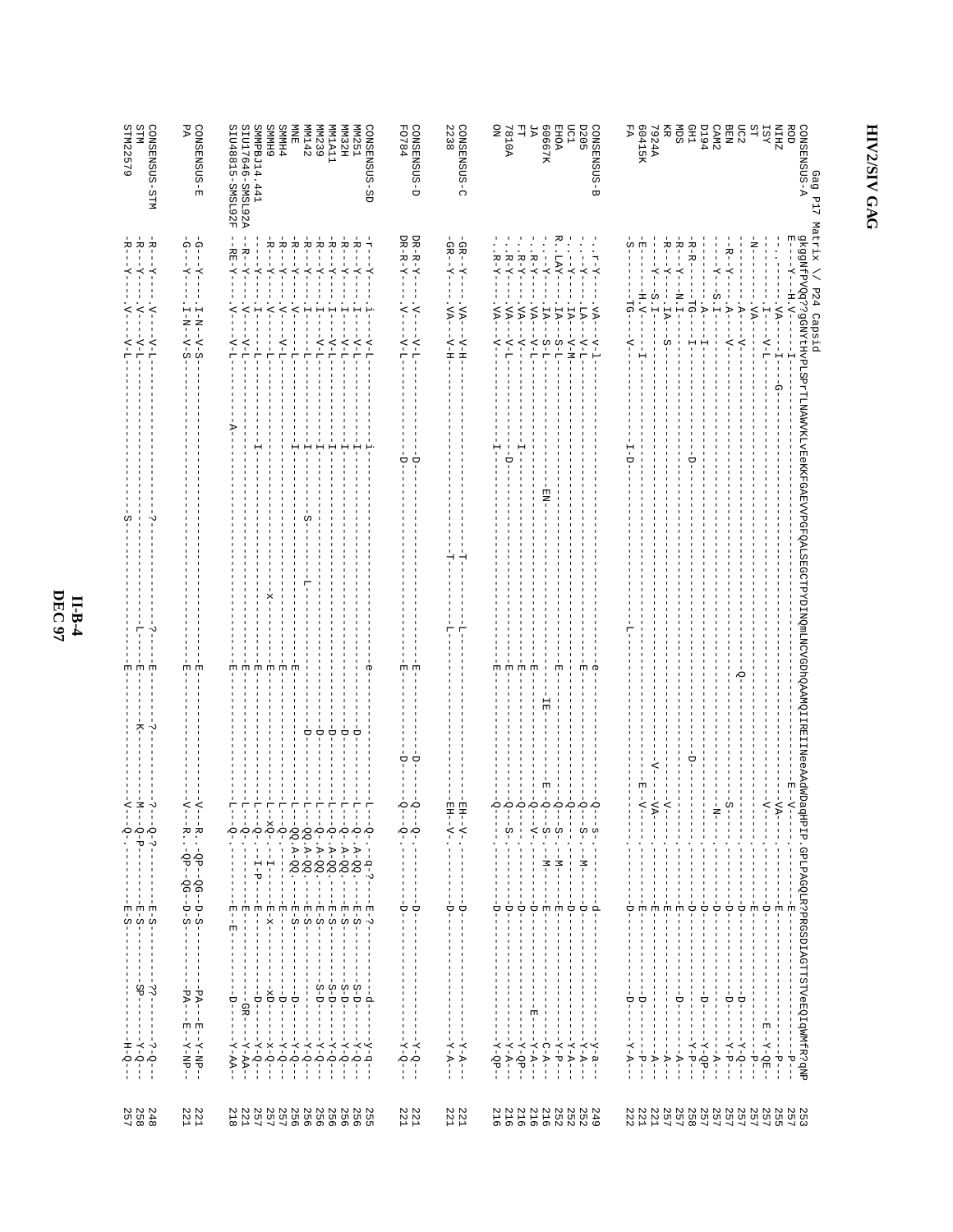# HIV2/SIV GAG

```
Gag P17 Matrix \/ P24 Capsid
CONSENSUS-A    gkggnfPVQq??gGNYtHvPLSPrTLNAWVKLVEeKKFGAEVVPGFQALSEGCTPYDINQmLNCVGDhQaAMQIIREIINeeAAdWDaqHPIP.GPLPAGQLrPPRGSDIAGTTSTVeEQIqWMfR?qNP  253
ROD            E----Y--H.V----I----------------------------------------------------------------------------E--V--------------E-----------------p--  257
NIHZ           .....-VA----I---G-----------------------------------------------------------------------------VA-----------------E------------P--  255
ISY            -------I----V-L-------------------------------------------------------------------------------V-------------------D-------E--Y-QE-  257
ST             N------VA------------------------------------------------------------------------------------------------------E-----------P--  257
UC2            -------A----V------------------------------------------------------------Q---------------------------------------D-------D--Y-Q--  257
BEN            -R--Y----A----V-----------------------------------------------------------------------------------------------D-------D--Y-P--  257
CAM2           ----Y--S.I-------------------------------------------------------------------------N----------------------D-----------A--  257
D194           --------A----I--------------------------------------------------------------------------------------------D-------D--Y-QP-  258
GH1            -R-R----TG---I---------D-------------------------------------D------------------------------------------D----------Y-P--  257
MDS            -R--Y--N.I--------------------------------------------------------------------------------------------------E-------D--A--  257
KR             R---Y---IA---S--------------------------------------------------------------V----V---------------------E----------A--  257
7924A          ----Y---S.I--------------------------------------------------------------------VA----------------------E----------A--  221
60415K         E------H.V-----I--------------------------------------------------------E--V-----------------------E---------P--  221
FA             -S-----TG---V------I-D---------------------L----------------------------------------------------D-------D--Y-A--  222

CONSENSUS-B    ...r-Y----VA--v-l----------------------------------e-------------------Q--s-------d----------y-a--  249
D205           ...-Y----LA--V-L-----------------------------------E--------------------Q--S.--M---D----------Y-A--  252
UC1            ...-Y----IA--V-L---------------------------------------------------------Q-----------D----------Y-A--  252
EHOA           R. LAY---IA--V-M---------------------------------E-------------------Q--S.--M---E----------Y-P--  252
60667K         ...-Y----IA--S-L------------------------------------------------------Q--S.--M---E----------C-A--  216
JA             ...R-Y----IA--S-L------------EN----------IE-----------E-----Q--S.--M---E----------Y-A--  216
FT             ...R-Y----VA--V-L------------------------------E-------------Q--V.--------D------E---Y-A--  216
7810A          ...R-Y----VA--V-------I-------------------------E-------------Q-------------D----------Y-QP-  216
ON             ...R-Y----VA--V-L----D------------------------E-------------Q--S.--------D----------Y-A--  216
               ...R-Y----VA--V-----I---------------------------E-------------Q-------------D----------Y-QP-

CONSENSUS-C    -GR--Y----VA--V-H-------------T-------L---------------EH--V.------D----------Y-A--  221
2238           -GR--Y----VA--V-H-------------T-------L---------------EH--V.------D----------Y-A--  221

CONSENSUS-D    DR-R-Y----V---V-L----D-----------------E--------D---Q--Q.--------D----------Y-Q--  221
F0784          DR-R-Y----V---V-L----D-----------------E--------D---Q--Q.--------D----------Y-Q--  221

CONSENSUS-SD   -r---Y----i---V-L----i---------------------e-----------L--Q.--q-?-----E-?-------d-----y-q--  255
MM251          -R---Y----I---V-L----I-------------------------D------L--Q.--A-QQ.---E-S------S-D-----Y-Q--  256
MM32H          -R---Y----I---V-L----I-------------------------D------L--Q.--A-QQ.---E-S------S-D-----Y-Q--  256
MM1A11         -R---Y----I---V-L----I-------------------------D------L--Q.--A-QQ.---E-S------S-D-----Y-Q--  256
MM239          -R---Y----I---V-L----I-----S-------------------D------L--Q.--A-QQ.---E-S------S-D-----Y-Q--  256
MM142          -R---Y----I---L------I--------L----------------D------L--QQ.A-QQ.---E-S------D-------Y-Q--  256
MNE            -R---Y----V---L------I---------------------E-----------L--QQ.A-QQ.---E-S------D-------Y-Q--  256
SMMH4          -R---Y----V---V-L-------------------------E----------L--Q.--------E--------D-------Y-Q--  257
SMMH9          -R---Y----V---L----------------X----------E----------L--xQ.--I----E-x------xD------x-Q--  257
SMMPBJ14.441   ----Y----I----L------I-------------------E----------L--Q.--I-P---E---------D-------Y-Q--  257
SIU17646-SMSL92A  -R---Y----V---V-L--------------------------E----------L--Q.-----------------GR----Y-AA-  221
SIU48815-SMSL92F  -RE-Y----V---V-L-----A--------------------E----------L--Q.------E--E--------D-------Y-AA-  218

CONSENSUS-E    -G---Y----I-N--V-S----------------------E-----------V--R..-QP--QG--D-S------PA--E--Y-NP-  221
PA             -G---Y----I-N--V-S----------------------E-----------V--R..-QP--QG--D-S------PA--E--Y-NP-  221

CONSENSUS-STM  -R---Y----V---V-L-----------?-----------?-------?-----?--Q-?----------E-S------??-------?-Q--  248
STM            -R---Y----V---V-L-----------------L-----E------K------M--Q-P----------E-S------SP------Y-Q--  258
STM22579       -R---Y----V---V-L-----S-------------------E----------V--Q.------------E-S-------------H-Q--  257
```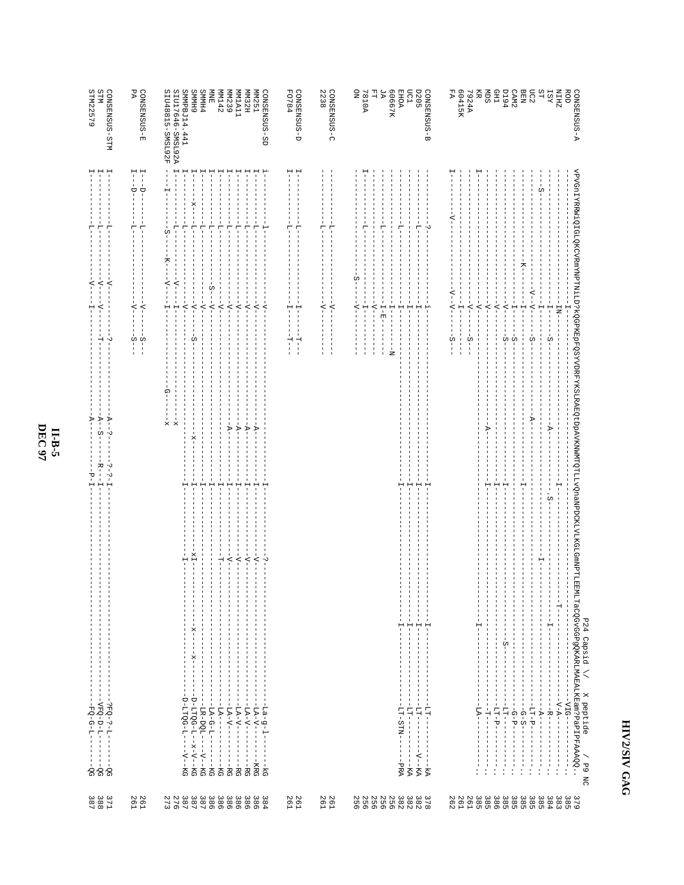# HIV2/SIV GAG

```
                                                                                                                  P24 Capsid \/   X peptide    / P9 NC
CONSENSUS-A      vPVGnIYRRWiQIGLQKCVRmYNPTNiLD?KQGPKEpFQSYVDRFYKSLRAEQtDpAVKNWMTQTLLVQnaNPDCKLVLKGLGmnPTLEEMLTaCQGVGGPgQKARLMAEALKEam?PaPIPFAAAQQ..  379
ROD              -----------------------------I-----------------------------------------------------------------------------------------------------VIG---------..  385
NIHZ             ----------------------------IN------------------------------------------------I-------------------T---------------------------V-A-------..  383
ISY              ----------------------------I----S---------------------A-------------------.S-----------------------------I-----------------R---------.  384
ST               --S--------------------------I---------------------------------------------------I-------------------------------------A---------.  385
UC2              --------------------------V--V-----S----------------------A---------------------------------------------------------LT-P---------.  385
BEN              ------------------------K----I----------------------------------------I------------------------------------------G-S----------.  385
CAM2             -----------------------------I----S-------------------------------------------------------------------------G-P----------.  385
D194             -----------------------------V----S-----------------------------------I----------------------------S-----------LT-----------.  385
GH1              -----------------------------V--------------------------------------I----------------------------------------LT-P----------.  386
MDS              -----------------------------V----------------------------A------------I--------------------------------------T------------.  385
KR               -------------------------------V-----S------------------------------------------------------------------------T------------.  385
7924A            -------------------------------V-----S--------------------------------------------------------------------------------------.  261
60415K           I-----------------------------I-------------------------------------I----------------------I-----------LA-----------.  261
FA               I--------V-------------------V--V------S--                                                                                             262

CONSENSUS-B      ---------?----------------i---------------------------------I--------------------I----------LT-----------KA  378
D205             ---------L----------------I-------------------------------I----------------------I----------LT-------V-KA  382
UC1              -------------------------I------------------------------I---------------------I----------LT-----------KA  382
EHOA             ---------L----------------I------------------------------I----------------------I----------LT-STN-----PRA  382
60667K           -------------------------I---------N                                                                                 256
JA               ---------L----------------I-E------                                                                                  256
FT               -----------------------------V------                                                                                 256
7810A            I--------L----------------I--------                                                                                  256
ON               ---------------------S----V--------                                                                                  256

CONSENSUS-C      ---------L------------------V---------                                                                              261
2238             ---------L------------------V---------                                                                              261

CONSENSUS-D      I--------L----------------I------T--                                                                                261
F0784            I--------L----------------I------T--                                                                                261

CONSENSUS-SD     i--------l----------------v-----------------------A---------I-------------?------------------------La-g-l------kG  384
MM251            I--------L----------------V-----------------------A---------I-------------V------------------------LA-V--------KRG  386
MM32H            I--------L----------------V-----------------------A---------I-------------V------------------------LA-V---------RG  386
MM1A11           I--------L----------------V-----------------------A---------I-------------V------------------------LA-V---------RG  386
MM239            I--------L----------------V-----------------------A---------I-------------V------------------------LA-V---------RG  386
MM142            I--------L----------------V-------------------------------I-------------T------------------------LA-----------KG  386
MNE              I--------L-----------S----V-------------------------------I-------------------------------------LA-G-L--------KG  386
SMMH4            I--------L----------------V-------------------------------I-------------------------------------LR-DQL-----V-KG  387
SMMH9            I-----x--L----------------V-----S-----------------x---------I-------------xI-------x----x----------D-LTQG-L--x-V-KG  387
SMMPBJ14.441     I--------L----------------V-------------------------------I-------------------------------------D-LTQG-L---V-KG  387
SIU17646-SMSL92A I--------L----------------V--I--------------x                                                                   276
SIU48815-SMSL92F ---I------S----K--V----I---------------G-----x                                                                  273

CONSENSUS-E      I--D-----L-------------V-----S--                                                                                261
PA               I--D-----L-------------V-----S--                                                                                261

CONSENSUS-STM    I--------L-------------V--------?-----------------A-?------?-?-I---------------------------------------?FQ-?-L-------QG  371
STM              I--------L-------------V--V-----T-----------------A-S------R---I---------------------------------------VFQ-D-L-------QG  388
STM22579         I--------L-------------V--I-------------------------A-------P-I---------------------------------------FQ-G-L-------QG  387
```

II-B-5
DEC 97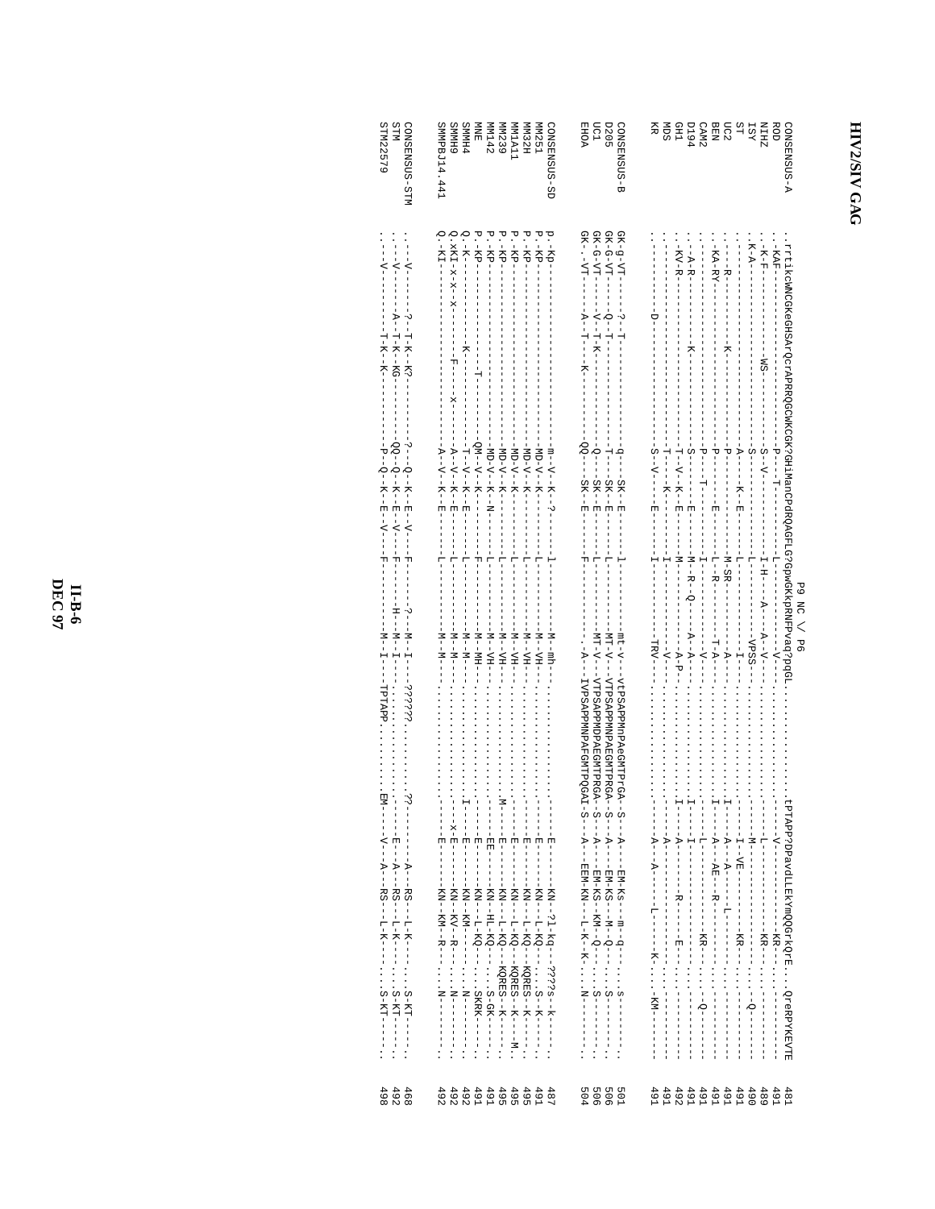# HIV2/SIV GAG

```
                                                                                           P9 NC \/ P6
CONSENSUS-A   .rrtikcwNCGKeGHSArQcrAPRRQGCWKCGK?GHiManCPdRQAGFLG?GpwGKkpRNFPvaq?pqGL.............tPTAPP?DPavdLLEKYmQQGrkQrE...QreRPYKEVTE  481
ROD           ..KAF---------------------P----T-------------------L----------------V-----............----V--------------KR--...-----------  491
NIHZ          ..K-F-------------WS---------S--V------------------I-H----A----A--V-----............----L--------------KR--...-----------  489
ISY           ..K-A----------------------S-----------------------L---------VPSS-------............----M----------------...Q----------  490
ST            ........--------------------A------K--E----------L-----------I-----------............----I-VE----------KR--...-----------  491
UC2           .....R---------K---------P---------------------M-SR----------A-----------............I----A--A------L---...-----------  491
BEN           .....KA-RY---------------P------------E---------L-R---------T-A-----------............I----A--AE--R----------...-----------  491
CAM2          ..........----------------P------T-------------I-------------V-----------............----L--------------KR--...Q----------  491
D194          .....A-R---------K----------S---------E----------M-R--Q-----A--A-----------............I----I-----------------...-----------  491
GH1           .....KV-R-----------------T---V--K---E-----------M------------A-P-----------............I----A------R------E--...-----------  492
MDS           ..........--------------------T------K----------I-------------V-----------............----A------------------...-----------  491
KR            ..........--D-----------------S--V------E--------I------------TRV-----------............A----A-------L---------K...KM-----  491

CONSENSUS-B   GK-g-VT-------?--T-----------------q-----SK--E--------l----------mt-v---vtPSAPPMnPAeGMTPrGA--S----A-----EM-Ks---m--q-----s--------  501
D205          GK-G-VT-------Q--T-----------------T-----SK--E--------L----------MT-V---VTPSAPPMNPAEGMTPRGA--S----A-----EM-KS---M--Q-----S--------  506
UC1           GK-G-VT-------V--T--K--------------Q-----SK--E--------L----------MT-V---VTPSAPPMDPAEGMTPRGA--S----A-----EM-KS--KM--Q-----S--------  506
EHOA          GK-.-VT-------A--T-----K-----------QQ----SK--E--------F-----------.-A---IVPSAPPMNPAFGMTPQGAI-S----A----EEM-KN---L-K--K-----N--------  504

CONSENSUS-SD  P.-Kp-------------------------m--V--K--?---------l--------M--mh-...................E------KN---?l-kq---????s--k------  487
MM251         P.-KP-------------------------MD-V--K-------------L--------M--VH-...................E------KN---L-KQ-----S--K------  491
MM32H         P.-KP-------------------------MD-V--K-------------L--------M--VH-...................E------KN---L-KQ---KQRES--K------  495
MM1A11        P.-KP-------------------------MD-V--K-------------L--------M--VH-...................E------KN---L-KQ---KQRES--K------M.  495
MM239         P.-KP-------------------------MD-V--K-------------L--------M--VH-............M......E------KN---L-KQ---KQRES--K------  495
MM142         P.-KP-------------------------MD-V--K--N----------L--------M--VH-...................EE-----KN--HL-KQ-----S-GK------  491
MNE           P.-KP-----------------T-------QM--V--K------------F--------M--MH-...................E------KN---L-KQ-----SKRK------  491
SMMH4         Q.-K-----------K---------------T--V--K--E---------L--------M--M--...............I---E------KN--KM-----------N------  492
SMMH9         Q.xKI-x-x--x--------F------x----A--V--K--E---------L--------M--M--...................x-E------KN--KV---R-------N------  492
SMMPBJ14.441  Q.-KI-------------------------A--V--K--E---------L--------M--M--...................E------KN--KM---R-------N------  492

CONSENSUS-STM ..--V------?--T-K--K?--------?---Q--K--E--V----F------?---M--I---??????...........??------A---RS--L-K------S-KT------  468
STM           ..--V------A--T-K--KG--------QQ--Q--K--E--V----F---------H---M--I---.................E-----A---RS--L-K------S-KT------  492
STM22579      ..--V---------T-K--K---------P--Q--K--E--V----F---------M---I---TPTAPP.........EM---V---A---RS--L-K------S-KT------  498
```

II-B-6
DEC 97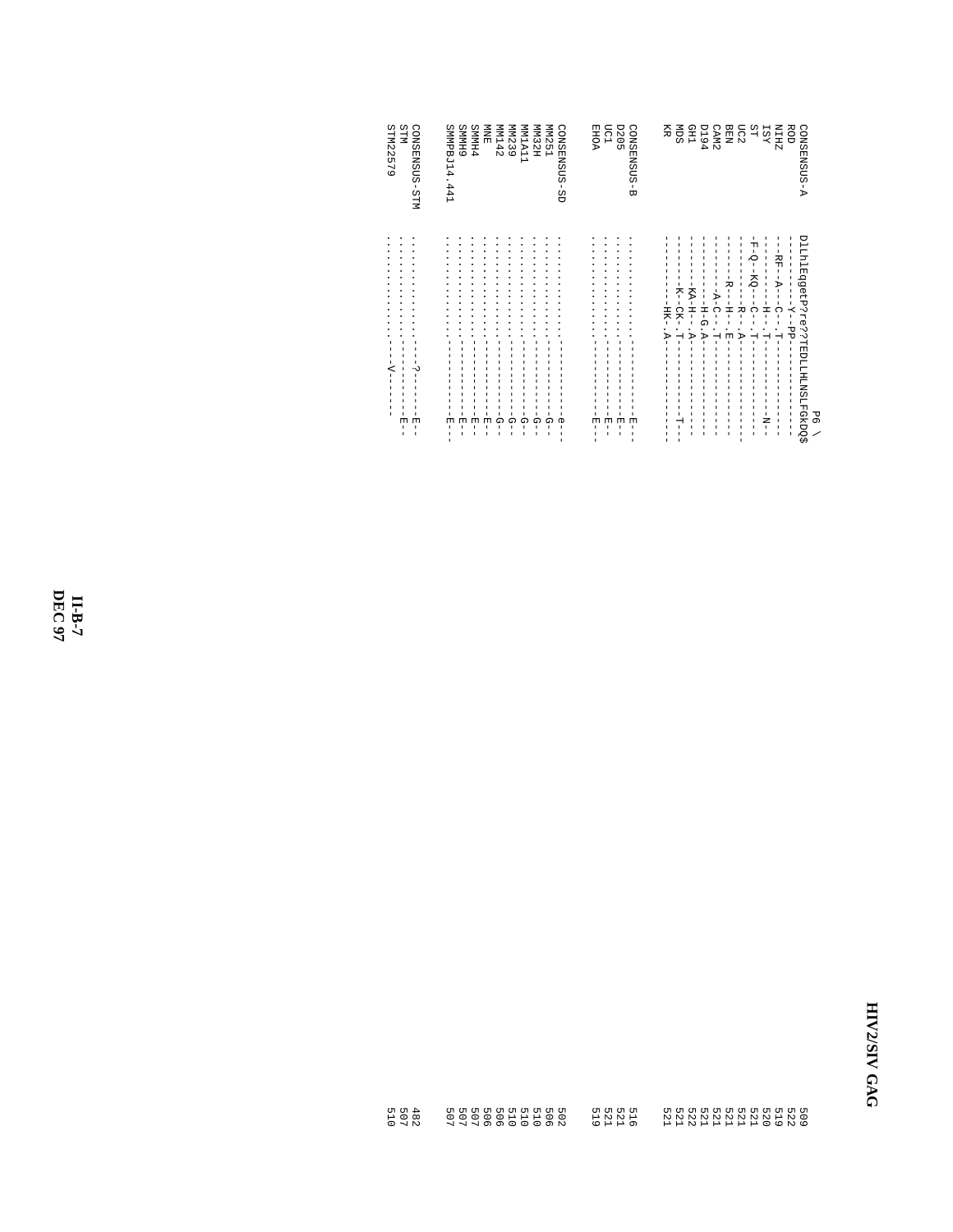```
                                      P6 \
CONSENSUS-A    DILhlEqgetP?re??TEDLLHLNSLFGkDQ$   509
ROD            ---------Y--PP----------------     522
NIHZ           ---RF--A---C--.T--------------     519
ISY            ----------H--.T--------------N-    520
ST             -F-Q--KQ---C--.T---------------    521
UC2            ----------R--.A----------------    521
BEN            -------R---H--.E---------------    521
CAM2           --------A-C--.T----------------    521
D194           ----------H-G.A----------------    521
GH1            -------KA-H--.A----------------    522
MDS            -------K--CK-.T------------T---    521
KR             ----------HK-.A----------------    521

CONSENSUS-B    ...............-----------E--      516
D205           ...............-----------E--      521
UC1            ...............-----------E--      521
EHOA           ...............-----------E--      519

CONSENSUS-SD   ...............-----------e--      502
MM251          ...............-----------G--      506
MM32H          ...............-----------G--      510
MM1A11         ...............-----------G--      510
MM239          ...............-----------G--      510
MM142          ...............-----------G--      506
MNE            ...............-----------G--      506
SMMH4          ...............-----------E--      507
SMMH9          ...............-----------E--      507
SMMPBJ14.441   ...............-----------E--      507

CONSENSUS-STM  ...............----?------E--      482
STM            ...............-----------E--      507
STM22579       ...............---V-------         510
```